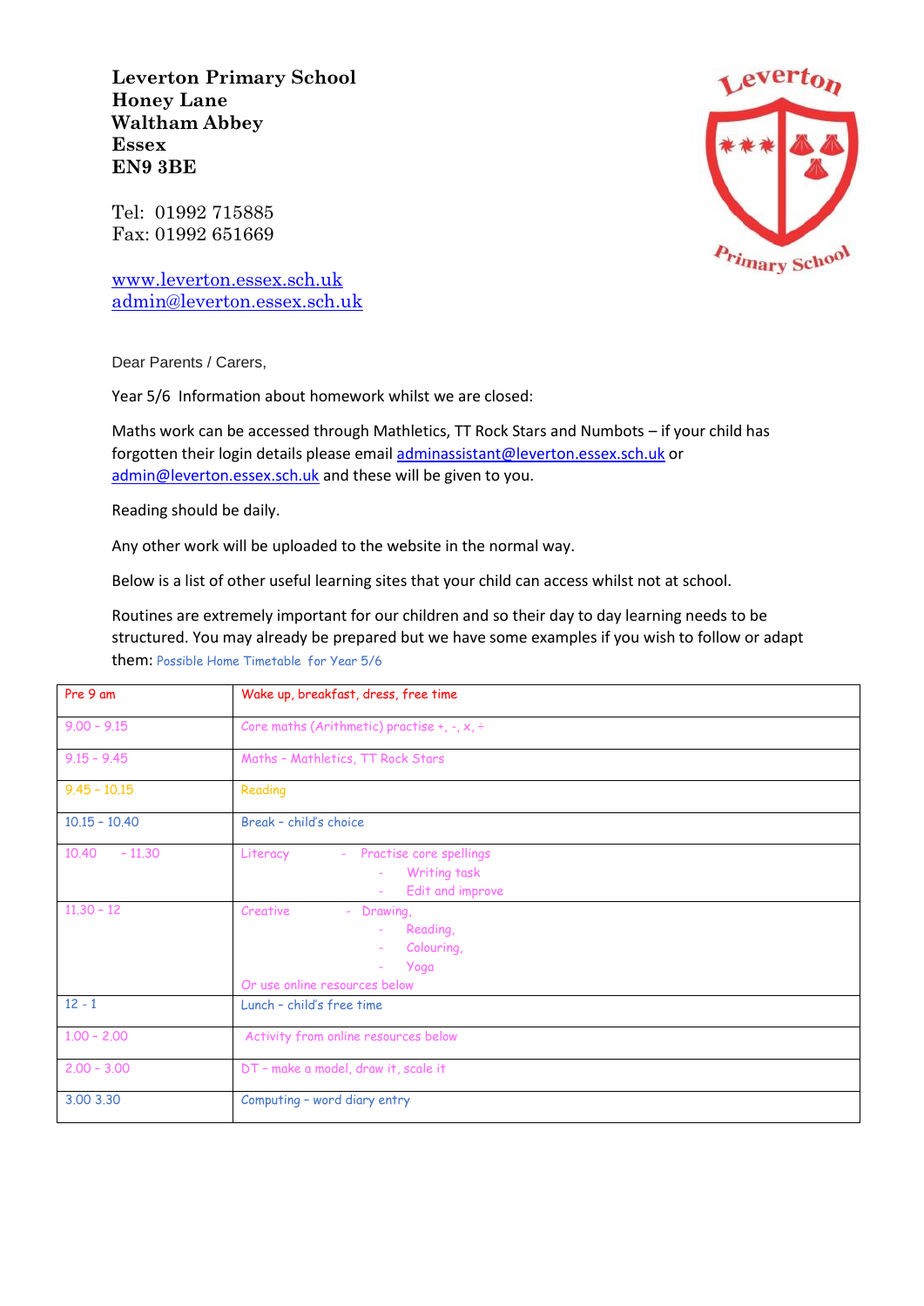**Leverton Primary School**
**Honey Lane**
**Waltham Abbey**
**Essex**
**EN9 3BE**

Tel: 01992 715885
Fax: 01992 651669

www.leverton.essex.sch.uk
admin@leverton.essex.sch.uk

Dear Parents / Carers,

Year 5/6 Information about homework whilst we are closed:

Maths work can be accessed through Mathletics, TT Rock Stars and Numbots – if your child has forgotten their login details please email adminassistant@leverton.essex.sch.uk or admin@leverton.essex.sch.uk and these will be given to you.

Reading should be daily.

Any other work will be uploaded to the website in the normal way.

Below is a list of other useful learning sites that your child can access whilst not at school.

Routines are extremely important for our children and so their day to day learning needs to be structured. You may already be prepared but we have some examples if you wish to follow or adapt them: Possible Home Timetable for Year 5/6

| Pre 9 am | Wake up, breakfast, dress, free time |
|---|---|
| 9.00 – 9.15 | Core maths (Arithmetic) practise +, -, x, ÷ |
| 9.15 – 9.45 | Maths – Mathletics, TT Rock Stars |
| 9.45 – 10.15 | Reading |
| 10.15 – 10.40 | Break – child's choice |
| 10.40 – 11.30 | Literacy - Practise core spellings<br>- Writing task<br>- Edit and improve |
| 11.30 – 12 | Creative - Drawing,<br>- Reading,<br>- Colouring,<br>- Yoga<br>Or use online resources below |
| 12 - 1 | Lunch – child's free time |
| 1.00 – 2.00 | Activity from online resources below |
| 2.00 – 3.00 | DT – make a model, draw it, scale it |
| 3.00 3.30 | Computing – word diary entry |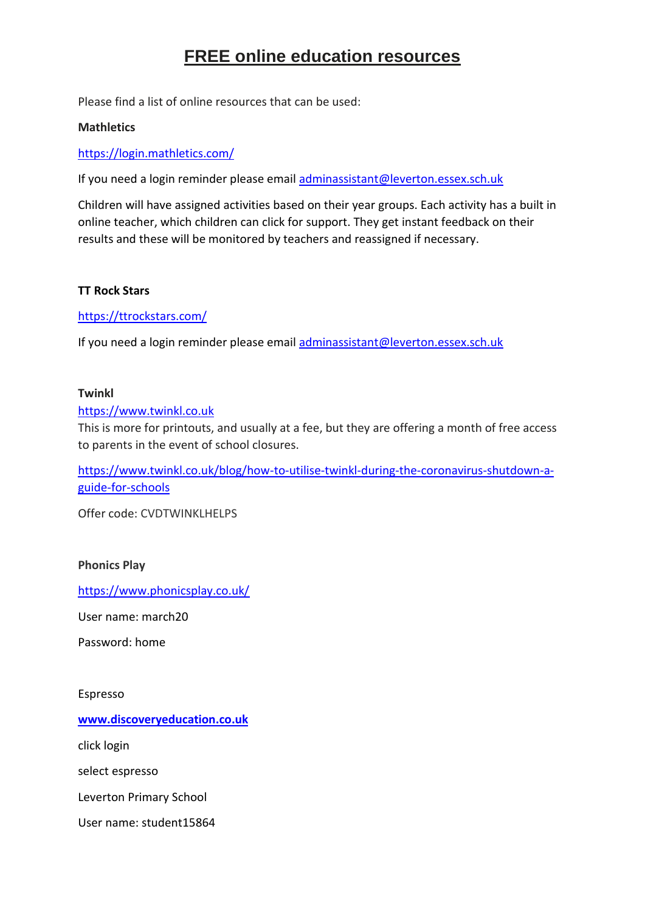# FREE online education resources

Please find a list of online resources that can be used:

**Mathletics**

https://login.mathletics.com/

If you need a login reminder please email adminassistant@leverton.essex.sch.uk

Children will have assigned activities based on their year groups. Each activity has a built in online teacher, which children can click for support. They get instant feedback on their results and these will be monitored by teachers and reassigned if necessary.

**TT Rock Stars**

https://ttrockstars.com/

If you need a login reminder please email adminassistant@leverton.essex.sch.uk

**Twinkl**

https://www.twinkl.co.uk

This is more for printouts, and usually at a fee, but they are offering a month of free access to parents in the event of school closures.

https://www.twinkl.co.uk/blog/how-to-utilise-twinkl-during-the-coronavirus-shutdown-a-guide-for-schools

Offer code: CVDTWINKLHELPS

**Phonics Play**

https://www.phonicsplay.co.uk/

User name: march20

Password: home

Espresso

**www.discoveryeducation.co.uk**

click login

select espresso

Leverton Primary School

User name: student15864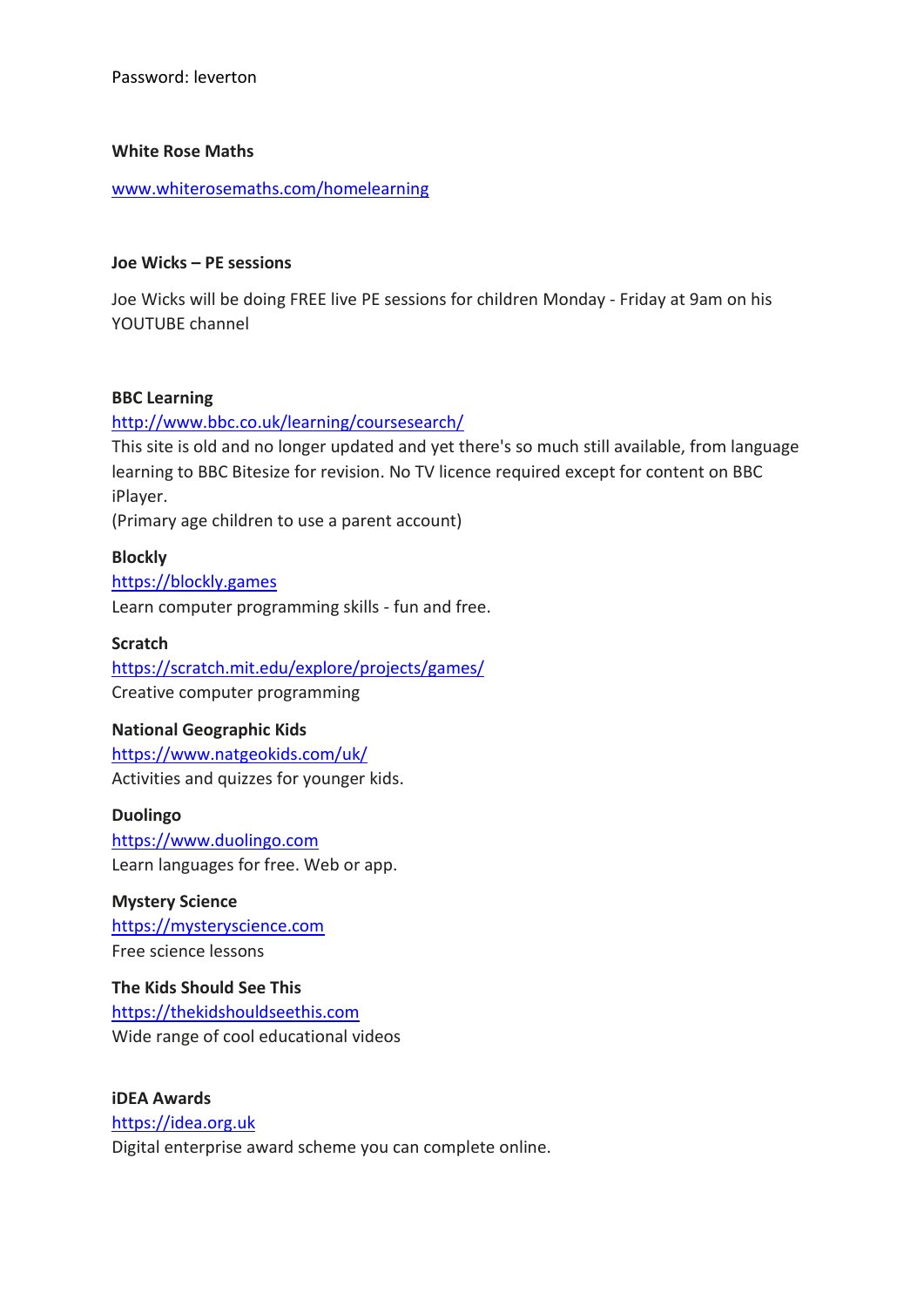Password: leverton

**White Rose Maths**

[www.whiterosemaths.com/homelearning](http://www.whiterosemaths.com/homelearning)

**Joe Wicks – PE sessions**

Joe Wicks will be doing FREE live PE sessions for children Monday - Friday at 9am on his YOUTUBE channel

**BBC Learning**

[http://www.bbc.co.uk/learning/coursesearch/](http://www.bbc.co.uk/learning/coursesearch/)

This site is old and no longer updated and yet there's so much still available, from language learning to BBC Bitesize for revision. No TV licence required except for content on BBC iPlayer.

(Primary age children to use a parent account)

**Blockly**

[https://blockly.games](https://blockly.games)

Learn computer programming skills - fun and free.

**Scratch**

[https://scratch.mit.edu/explore/projects/games/](https://scratch.mit.edu/explore/projects/games/)

Creative computer programming

**National Geographic Kids**

[https://www.natgeokids.com/uk/](https://www.natgeokids.com/uk/)

Activities and quizzes for younger kids.

**Duolingo**

[https://www.duolingo.com](https://www.duolingo.com)

Learn languages for free. Web or app.

**Mystery Science**

[https://mysteryscience.com](https://mysteryscience.com)

Free science lessons

**The Kids Should See This**

[https://thekidshouldseethis.com](https://thekidshouldseethis.com)

Wide range of cool educational videos

**iDEA Awards**

[https://idea.org.uk](https://idea.org.uk)

Digital enterprise award scheme you can complete online.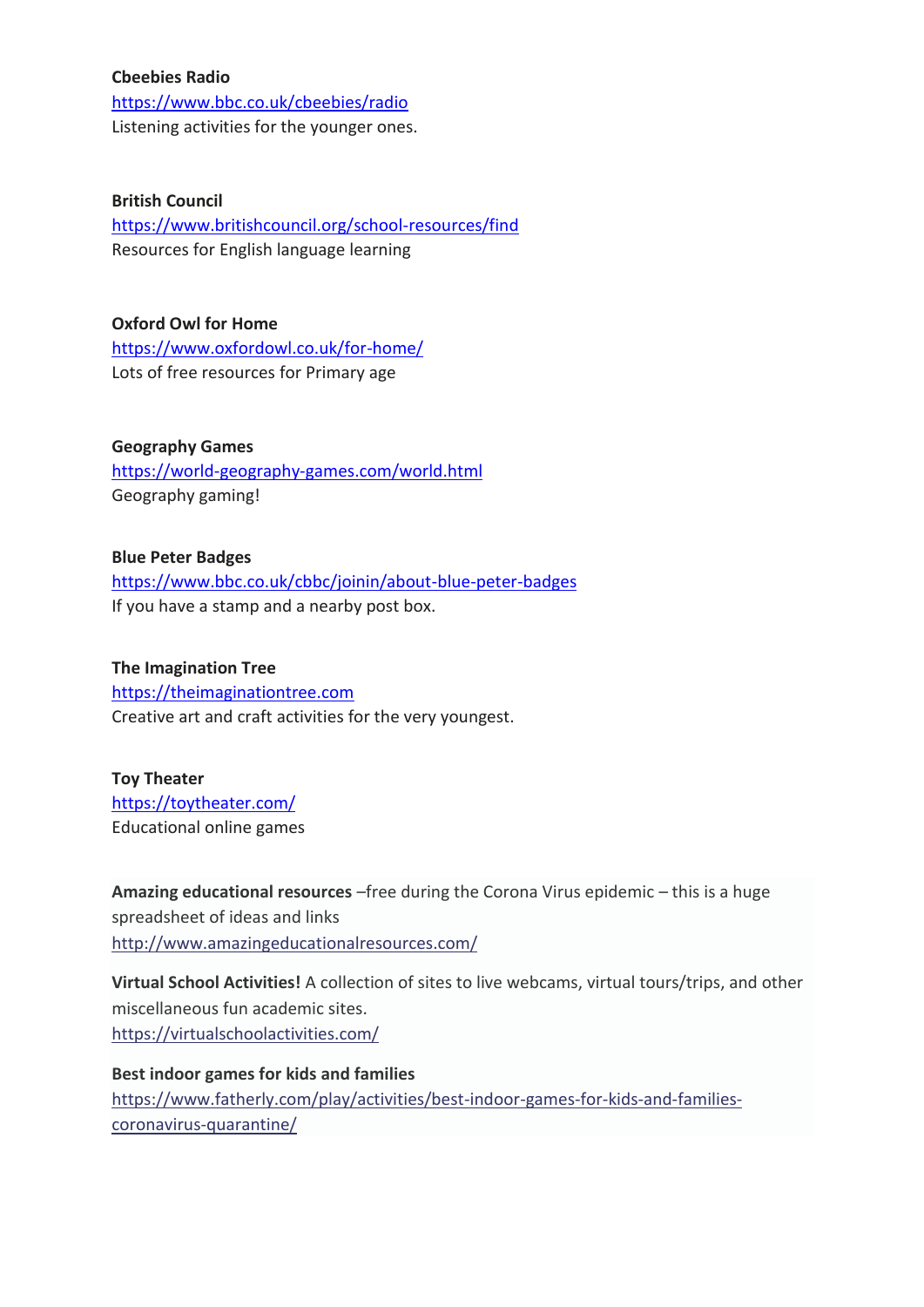**Cbeebies Radio**
https://www.bbc.co.uk/cbeebies/radio
Listening activities for the younger ones.

**British Council**
https://www.britishcouncil.org/school-resources/find
Resources for English language learning

**Oxford Owl for Home**
https://www.oxfordowl.co.uk/for-home/
Lots of free resources for Primary age

**Geography Games**
https://world-geography-games.com/world.html
Geography gaming!

**Blue Peter Badges**
https://www.bbc.co.uk/cbbc/joinin/about-blue-peter-badges
If you have a stamp and a nearby post box.

**The Imagination Tree**
https://theimaginationtree.com
Creative art and craft activities for the very youngest.

**Toy Theater**
https://toytheater.com/
Educational online games

**Amazing educational resources** –free during the Corona Virus epidemic – this is a huge spreadsheet of ideas and links
http://www.amazingeducationalresources.com/

**Virtual School Activities!** A collection of sites to live webcams, virtual tours/trips, and other miscellaneous fun academic sites.
https://virtualschoolactivities.com/

**Best indoor games for kids and families**
https://www.fatherly.com/play/activities/best-indoor-games-for-kids-and-families-coronavirus-quarantine/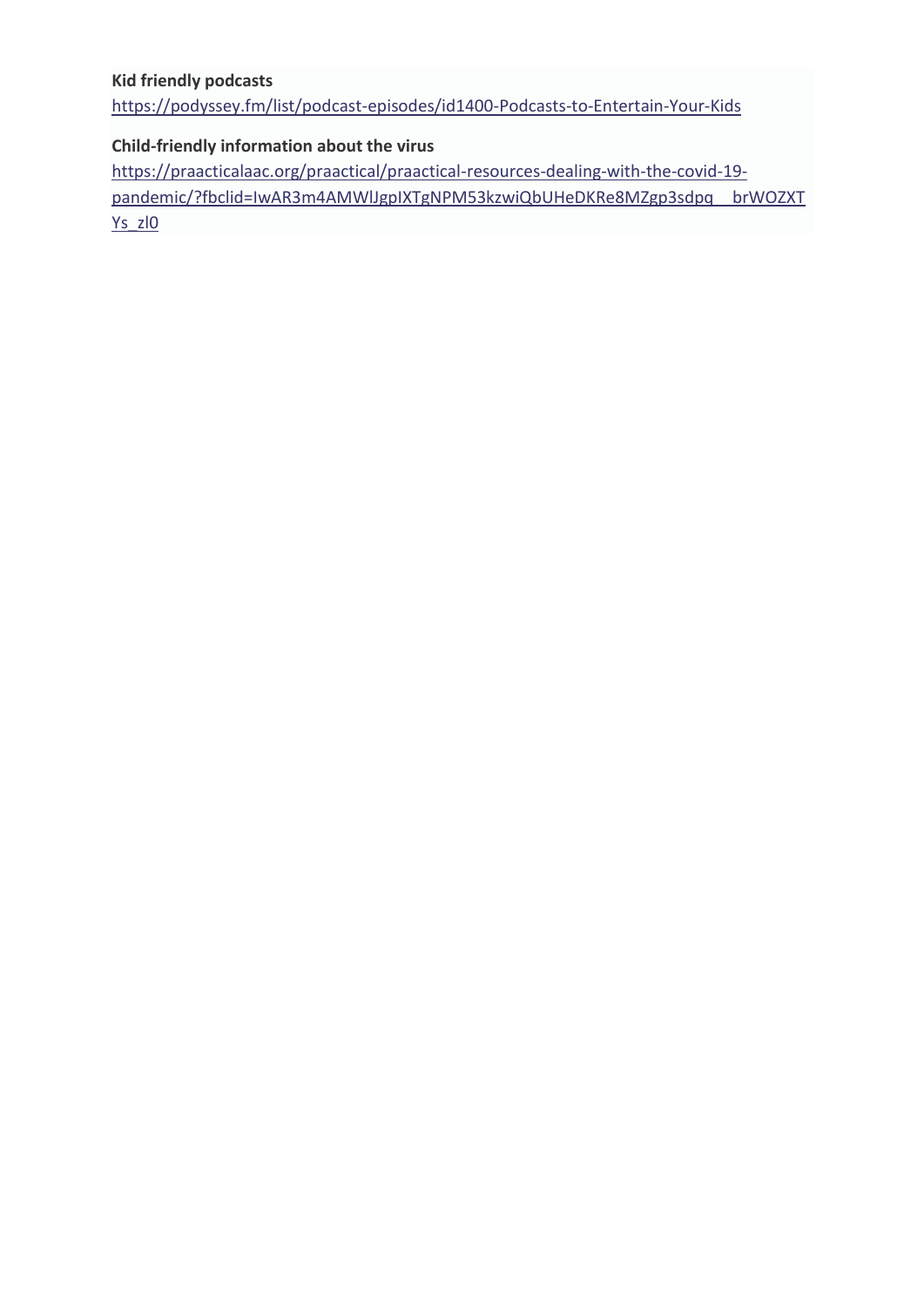**Kid friendly podcasts**

https://podyssey.fm/list/podcast-episodes/id1400-Podcasts-to-Entertain-Your-Kids

**Child-friendly information about the virus**

https://praacticalaac.org/praactical/praactical-resources-dealing-with-the-covid-19-pandemic/?fbclid=IwAR3m4AMWlJgpIXTgNPM53kzwiQbUHeDKRe8MZgp3sdpq__brWOZXTYs_zl0